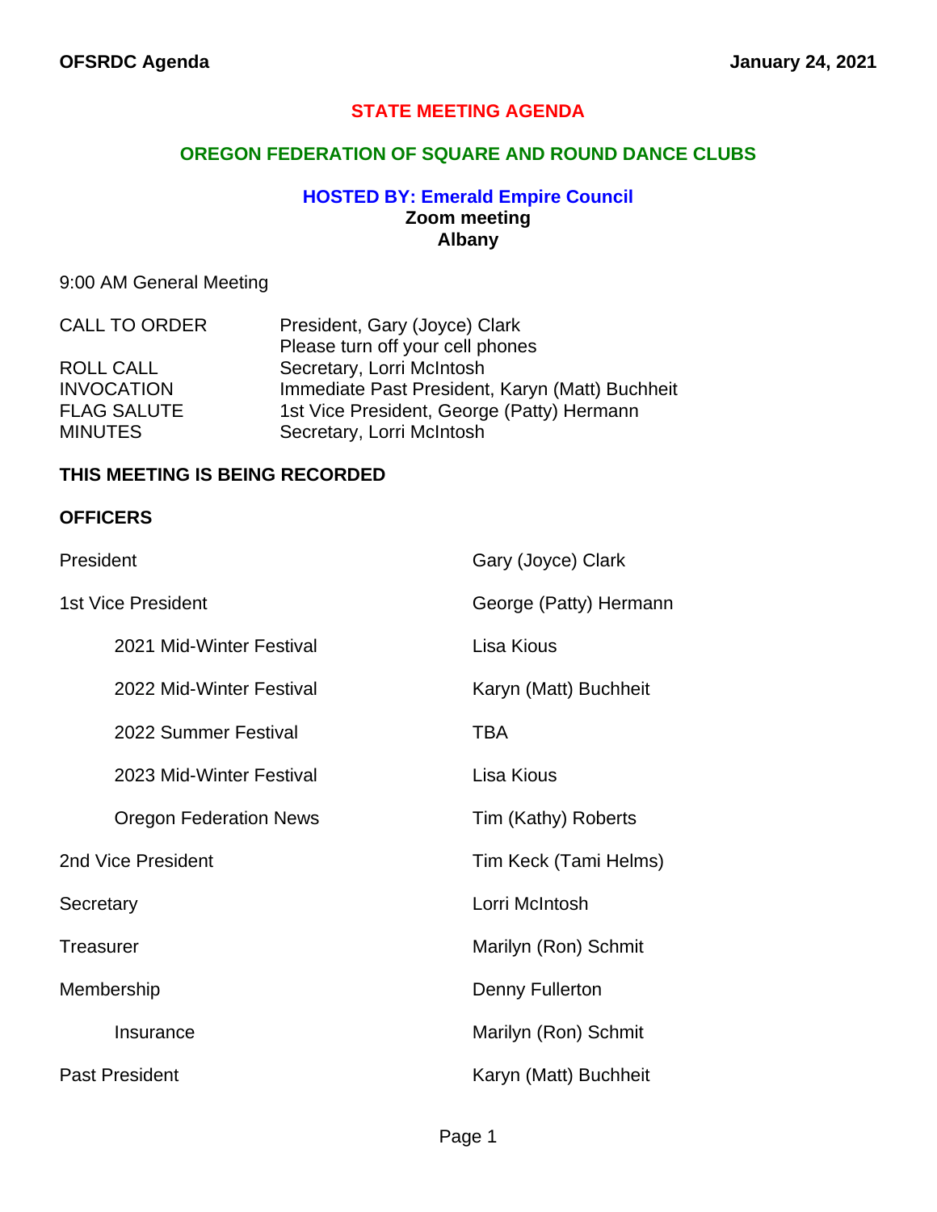**OFSRDC Agenda** **January 24, 2021**

# STATE MEETING AGENDA

## OREGON FEDERATION OF SQUARE AND ROUND DANCE CLUBS

### HOSTED BY: Emerald Empire Council

**Zoom meeting**
**Albany**

9:00 AM General Meeting

| | |
|---|---|
| CALL TO ORDER | President, Gary (Joyce) Clark<br>Please turn off your cell phones |
| ROLL CALL | Secretary, Lorri McIntosh |
| INVOCATION | Immediate Past President, Karyn (Matt) Buchheit |
| FLAG SALUTE | 1st Vice President, George (Patty) Hermann |
| MINUTES | Secretary, Lorri McIntosh |

**THIS MEETING IS BEING RECORDED**

**OFFICERS**

| | |
|---|---|
| President | Gary (Joyce) Clark |
| 1st Vice President | George (Patty) Hermann |
| 2021 Mid-Winter Festival | Lisa Kious |
| 2022 Mid-Winter Festival | Karyn (Matt) Buchheit |
| 2022 Summer Festival | TBA |
| 2023 Mid-Winter Festival | Lisa Kious |
| Oregon Federation News | Tim (Kathy) Roberts |
| 2nd Vice President | Tim Keck (Tami Helms) |
| Secretary | Lorri McIntosh |
| Treasurer | Marilyn (Ron) Schmit |
| Membership | Denny Fullerton |
| Insurance | Marilyn (Ron) Schmit |
| Past President | Karyn (Matt) Buchheit |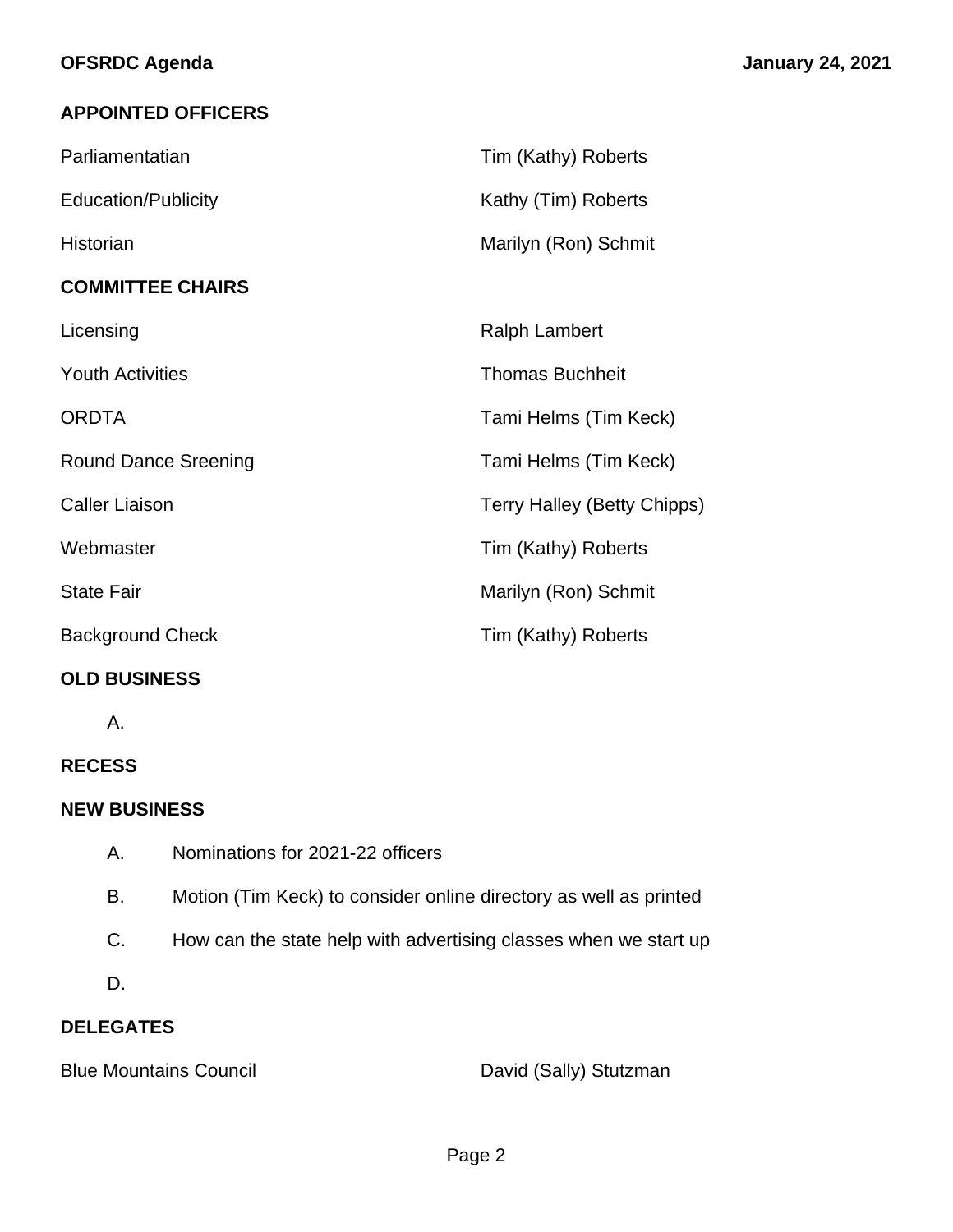## APPOINTED OFFICERS

| | |
|---|---|
| Parliamentatian | Tim (Kathy) Roberts |
| Education/Publicity | Kathy (Tim) Roberts |
| Historian | Marilyn (Ron) Schmit |

## COMMITTEE CHAIRS

| | |
|---|---|
| Licensing | Ralph Lambert |
| Youth Activities | Thomas Buchheit |
| ORDTA | Tami Helms (Tim Keck) |
| Round Dance Sreening | Tami Helms (Tim Keck) |
| Caller Liaison | Terry Halley (Betty Chipps) |
| Webmaster | Tim (Kathy) Roberts |
| State Fair | Marilyn (Ron) Schmit |
| Background Check | Tim (Kathy) Roberts |

## OLD BUSINESS

A.

## RECESS

## NEW BUSINESS

A. Nominations for 2021-22 officers

B. Motion (Tim Keck) to consider online directory as well as printed

C. How can the state help with advertising classes when we start up

D.

## DELEGATES

| | |
|---|---|
| Blue Mountains Council | David (Sally) Stutzman |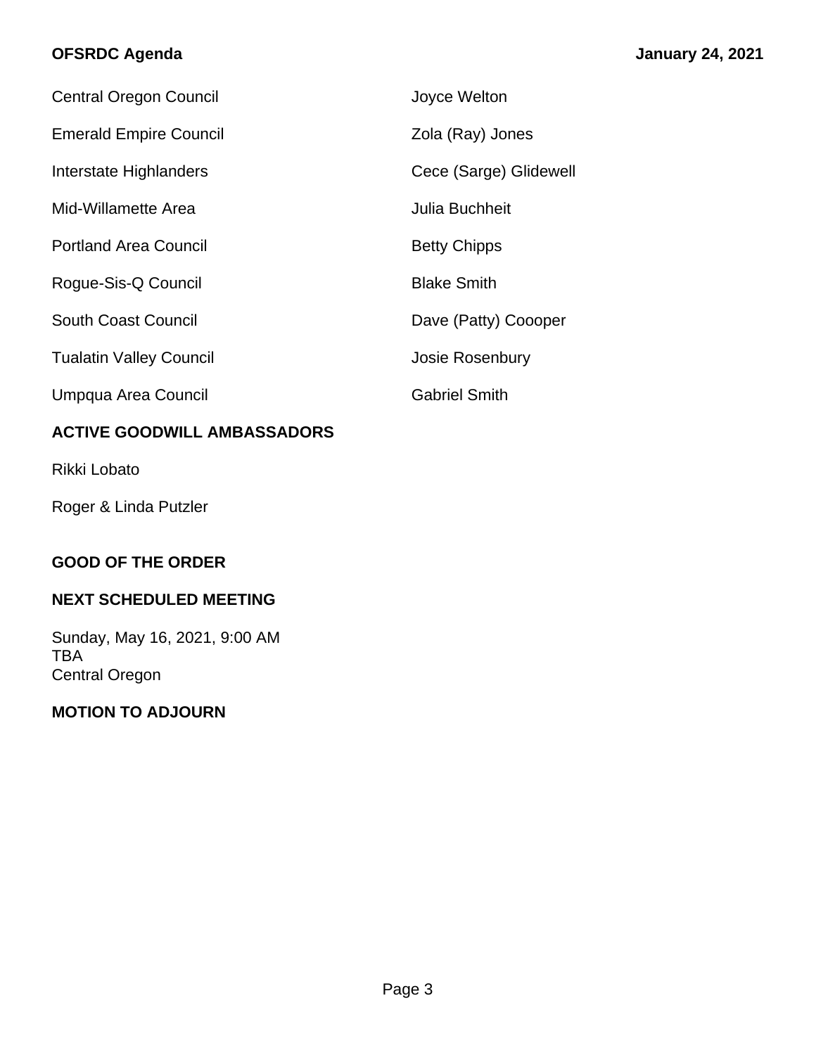| | |
|---|---|
| Central Oregon Council | Joyce Welton |
| Emerald Empire Council | Zola (Ray) Jones |
| Interstate Highlanders | Cece (Sarge) Glidewell |
| Mid-Willamette Area | Julia Buchheit |
| Portland Area Council | Betty Chipps |
| Rogue-Sis-Q Council | Blake Smith |
| South Coast Council | Dave (Patty) Coooper |
| Tualatin Valley Council | Josie Rosenbury |
| Umpqua Area Council | Gabriel Smith |

**ACTIVE GOODWILL AMBASSADORS**

Rikki Lobato

Roger & Linda Putzler

**GOOD OF THE ORDER**

**NEXT SCHEDULED MEETING**

Sunday, May 16, 2021, 9:00 AM
TBA
Central Oregon

**MOTION TO ADJOURN**